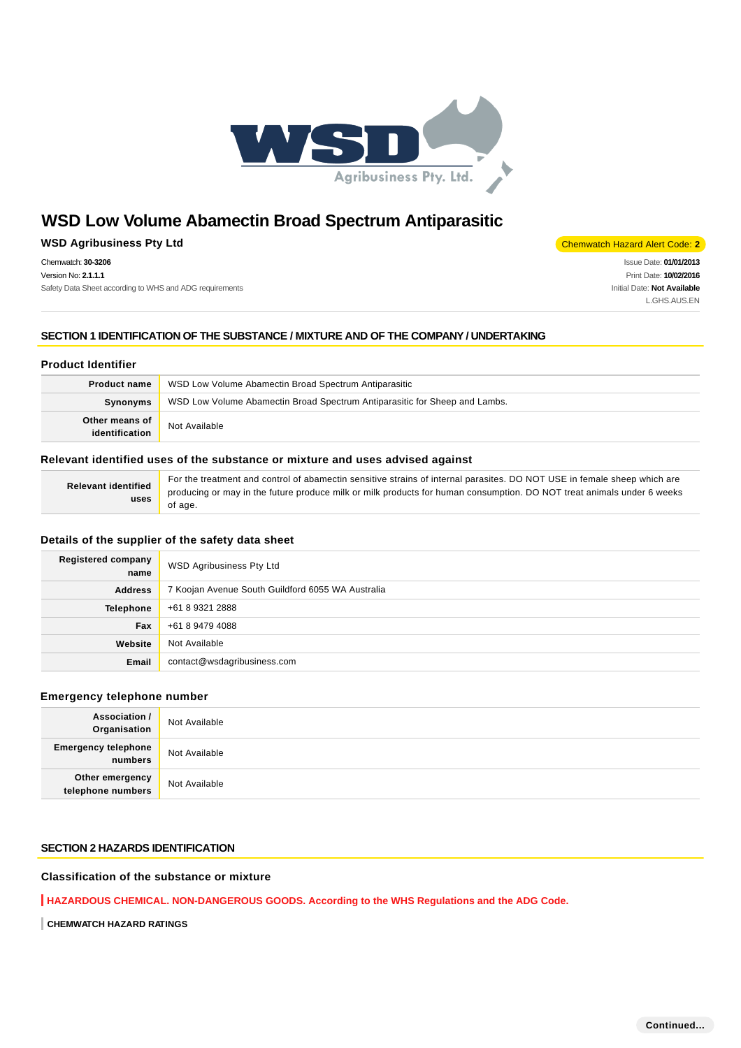# WSD Low Volume Abamectin Broad Spectrum Antiparasitic

**WSD Agribusiness Pty Ltd**

Chemwatch Hazard Alert Code: **2**

Chemwatch: **30-3206**
Version No: **2.1.1.1**
Safety Data Sheet according to WHS and ADG requirements

Issue Date: **01/01/2013**
Print Date: **10/02/2016**
Initial Date: **Not Available**
L.GHS.AUS.EN

## SECTION 1 IDENTIFICATION OF THE SUBSTANCE / MIXTURE AND OF THE COMPANY / UNDERTAKING

### Product Identifier

| | |
|---|---|
| **Product name** | WSD Low Volume Abamectin Broad Spectrum Antiparasitic |
| **Synonyms** | WSD Low Volume Abamectin Broad Spectrum Antiparasitic for Sheep and Lambs. |
| **Other means of identification** | Not Available |

### Relevant identified uses of the substance or mixture and uses advised against

| | |
|---|---|
| **Relevant identified uses** | For the treatment and control of abamectin sensitive strains of internal parasites. DO NOT USE in female sheep which are producing or may in the future produce milk or milk products for human consumption. DO NOT treat animals under 6 weeks of age. |

### Details of the supplier of the safety data sheet

| | |
|---|---|
| **Registered company name** | WSD Agribusiness Pty Ltd |
| **Address** | 7 Koojan Avenue South Guildford 6055 WA Australia |
| **Telephone** | +61 8 9321 2888 |
| **Fax** | +61 8 9479 4088 |
| **Website** | Not Available |
| **Email** | contact@wsdagribusiness.com |

### Emergency telephone number

| | |
|---|---|
| **Association / Organisation** | Not Available |
| **Emergency telephone numbers** | Not Available |
| **Other emergency telephone numbers** | Not Available |

## SECTION 2 HAZARDS IDENTIFICATION

### Classification of the substance or mixture

**HAZARDOUS CHEMICAL. NON-DANGEROUS GOODS. According to the WHS Regulations and the ADG Code.**

**CHEMWATCH HAZARD RATINGS**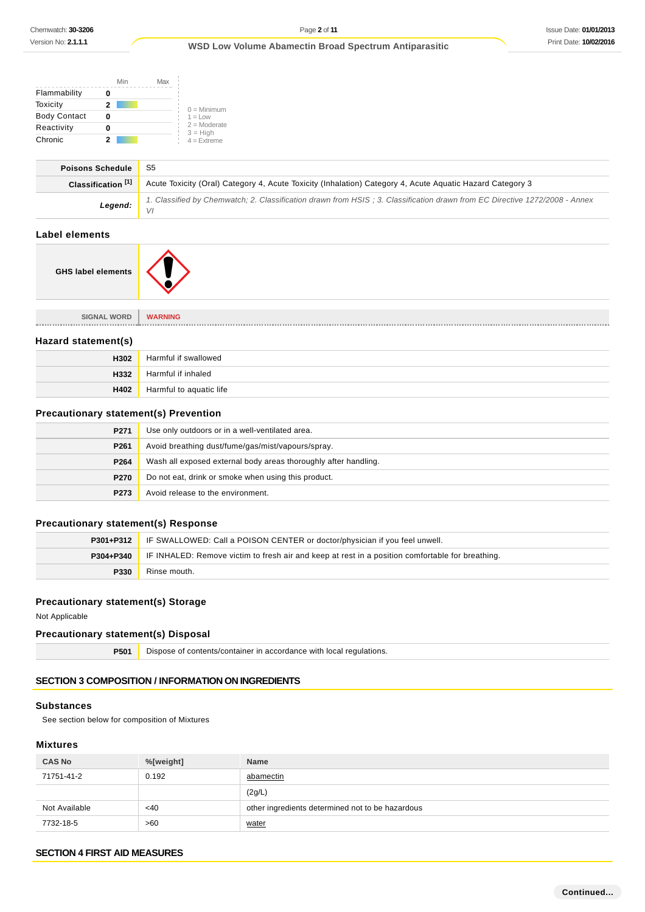| | Min | Max |
|---|---|---|
| Flammability | 0 | |
| Toxicity | 2 | |
| Body Contact | 0 | |
| Reactivity | 0 | |
| Chronic | 2 | |

0 = Minimum
1 = Low
2 = Moderate
3 = High
4 = Extreme

| | |
|---|---|
| **Poisons Schedule** | S5 |
| **Classification [1]** | Acute Toxicity (Oral) Category 4, Acute Toxicity (Inhalation) Category 4, Acute Aquatic Hazard Category 3 |
| ***Legend:*** | *1. Classified by Chemwatch; 2. Classification drawn from HSIS ; 3. Classification drawn from EC Directive 1272/2008 - Annex VI* |

## Label elements

| | |
|---|---|
| **GHS label elements** | |

| | |
|---|---|
| SIGNAL WORD | WARNING |

## Hazard statement(s)

| | |
|---|---|
| **H302** | Harmful if swallowed |
| **H332** | Harmful if inhaled |
| **H402** | Harmful to aquatic life |

## Precautionary statement(s) Prevention

| | |
|---|---|
| **P271** | Use only outdoors or in a well-ventilated area. |
| **P261** | Avoid breathing dust/fume/gas/mist/vapours/spray. |
| **P264** | Wash all exposed external body areas thoroughly after handling. |
| **P270** | Do not eat, drink or smoke when using this product. |
| **P273** | Avoid release to the environment. |

## Precautionary statement(s) Response

| | |
|---|---|
| **P301+P312** | IF SWALLOWED: Call a POISON CENTER or doctor/physician if you feel unwell. |
| **P304+P340** | IF INHALED: Remove victim to fresh air and keep at rest in a position comfortable for breathing. |
| **P330** | Rinse mouth. |

## Precautionary statement(s) Storage

Not Applicable

## Precautionary statement(s) Disposal

| | |
|---|---|
| **P501** | Dispose of contents/container in accordance with local regulations. |

# SECTION 3 COMPOSITION / INFORMATION ON INGREDIENTS

## Substances

See section below for composition of Mixtures

## Mixtures

| CAS No | %[weight] | Name |
|---|---|---|
| 71751-41-2 | 0.192 | abamectin |
| | | (2g/L) |
| Not Available | <40 | other ingredients determined not to be hazardous |
| 7732-18-5 | >60 | water |

# SECTION 4 FIRST AID MEASURES

Continued...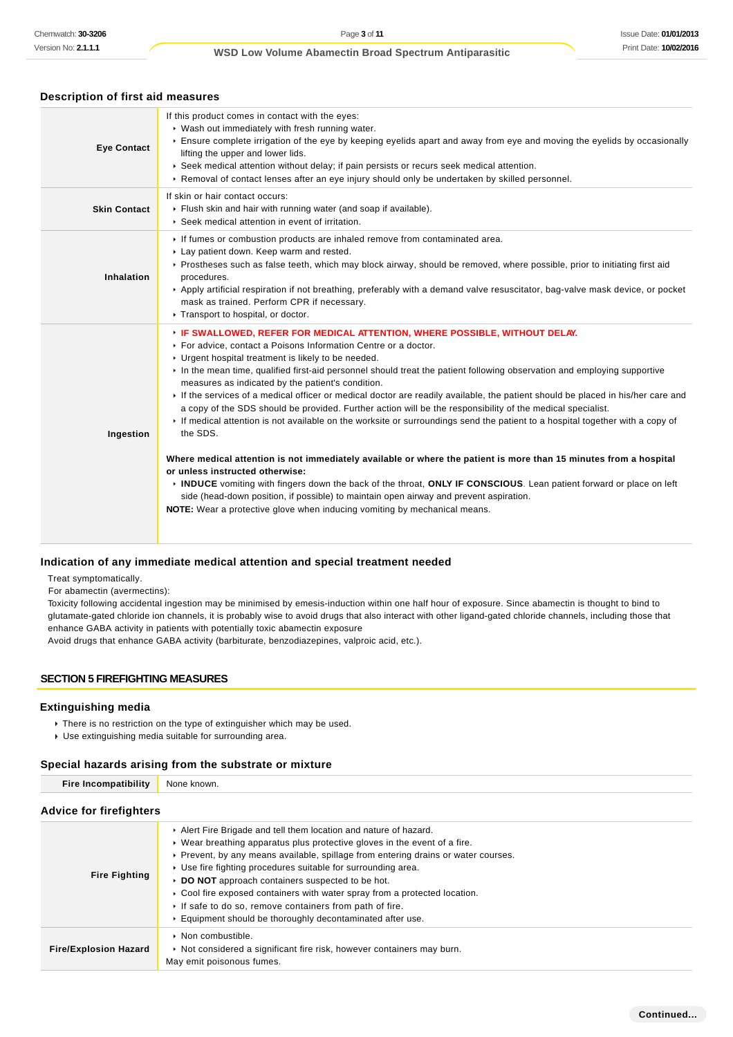### Description of first aid measures

| | |
|---|---|
| **Eye Contact** | If this product comes in contact with the eyes:<br>▸ Wash out immediately with fresh running water.<br>▸ Ensure complete irrigation of the eye by keeping eyelids apart and away from eye and moving the eyelids by occasionally lifting the upper and lower lids.<br>▸ Seek medical attention without delay; if pain persists or recurs seek medical attention.<br>▸ Removal of contact lenses after an eye injury should only be undertaken by skilled personnel. |
| **Skin Contact** | If skin or hair contact occurs:<br>▸ Flush skin and hair with running water (and soap if available).<br>▸ Seek medical attention in event of irritation. |
| **Inhalation** | ▸ If fumes or combustion products are inhaled remove from contaminated area.<br>▸ Lay patient down. Keep warm and rested.<br>▸ Prostheses such as false teeth, which may block airway, should be removed, where possible, prior to initiating first aid procedures.<br>▸ Apply artificial respiration if not breathing, preferably with a demand valve resuscitator, bag-valve mask device, or pocket mask as trained. Perform CPR if necessary.<br>▸ Transport to hospital, or doctor. |
| **Ingestion** | ▸ **IF SWALLOWED, REFER FOR MEDICAL ATTENTION, WHERE POSSIBLE, WITHOUT DELAY.**<br>▸ For advice, contact a Poisons Information Centre or a doctor.<br>▸ Urgent hospital treatment is likely to be needed.<br>▸ In the mean time, qualified first-aid personnel should treat the patient following observation and employing supportive measures as indicated by the patient's condition.<br>▸ If the services of a medical officer or medical doctor are readily available, the patient should be placed in his/her care and a copy of the SDS should be provided. Further action will be the responsibility of the medical specialist.<br>▸ If medical attention is not available on the worksite or surroundings send the patient to a hospital together with a copy of the SDS.<br><br>**Where medical attention is not immediately available or where the patient is more than 15 minutes from a hospital or unless instructed otherwise:**<br>▸ **INDUCE** vomiting with fingers down the back of the throat, **ONLY IF CONSCIOUS**. Lean patient forward or place on left side (head-down position, if possible) to maintain open airway and prevent aspiration.<br>**NOTE:** Wear a protective glove when inducing vomiting by mechanical means. |

### Indication of any immediate medical attention and special treatment needed

Treat symptomatically.
For abamectin (avermectins):
Toxicity following accidental ingestion may be minimised by emesis-induction within one half hour of exposure. Since abamectin is thought to bind to glutamate-gated chloride ion channels, it is probably wise to avoid drugs that also interact with other ligand-gated chloride channels, including those that enhance GABA activity in patients with potentially toxic abamectin exposure
Avoid drugs that enhance GABA activity (barbiturate, benzodiazepines, valproic acid, etc.).

## SECTION 5 FIREFIGHTING MEASURES

### Extinguishing media

- There is no restriction on the type of extinguisher which may be used.
- Use extinguishing media suitable for surrounding area.

### Special hazards arising from the substrate or mixture

| | |
|---|---|
| **Fire Incompatibility** | None known. |

### Advice for firefighters

| | |
|---|---|
| **Fire Fighting** | ▸ Alert Fire Brigade and tell them location and nature of hazard.<br>▸ Wear breathing apparatus plus protective gloves in the event of a fire.<br>▸ Prevent, by any means available, spillage from entering drains or water courses.<br>▸ Use fire fighting procedures suitable for surrounding area.<br>▸ **DO NOT** approach containers suspected to be hot.<br>▸ Cool fire exposed containers with water spray from a protected location.<br>▸ If safe to do so, remove containers from path of fire.<br>▸ Equipment should be thoroughly decontaminated after use. |
| **Fire/Explosion Hazard** | ▸ Non combustible.<br>▸ Not considered a significant fire risk, however containers may burn.<br>May emit poisonous fumes. |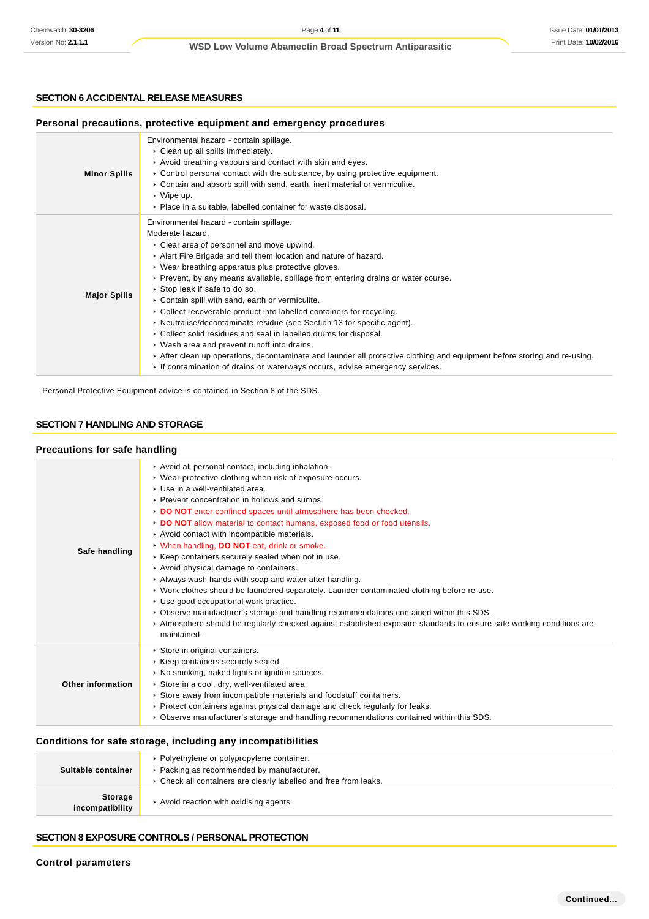## SECTION 6 ACCIDENTAL RELEASE MEASURES

### Personal precautions, protective equipment and emergency procedures

| | |
|---|---|
| **Minor Spills** | Environmental hazard - contain spillage.<br>• Clean up all spills immediately.<br>• Avoid breathing vapours and contact with skin and eyes.<br>• Control personal contact with the substance, by using protective equipment.<br>• Contain and absorb spill with sand, earth, inert material or vermiculite.<br>• Wipe up.<br>• Place in a suitable, labelled container for waste disposal. |
| **Major Spills** | Environmental hazard - contain spillage.<br>Moderate hazard.<br>• Clear area of personnel and move upwind.<br>• Alert Fire Brigade and tell them location and nature of hazard.<br>• Wear breathing apparatus plus protective gloves.<br>• Prevent, by any means available, spillage from entering drains or water course.<br>• Stop leak if safe to do so.<br>• Contain spill with sand, earth or vermiculite.<br>• Collect recoverable product into labelled containers for recycling.<br>• Neutralise/decontaminate residue (see Section 13 for specific agent).<br>• Collect solid residues and seal in labelled drums for disposal.<br>• Wash area and prevent runoff into drains.<br>• After clean up operations, decontaminate and launder all protective clothing and equipment before storing and re-using.<br>• If contamination of drains or waterways occurs, advise emergency services. |

Personal Protective Equipment advice is contained in Section 8 of the SDS.

## SECTION 7 HANDLING AND STORAGE

### Precautions for safe handling

| | |
|---|---|
| **Safe handling** | • Avoid all personal contact, including inhalation.<br>• Wear protective clothing when risk of exposure occurs.<br>• Use in a well-ventilated area.<br>• Prevent concentration in hollows and sumps.<br>• **DO NOT** enter confined spaces until atmosphere has been checked.<br>• **DO NOT** allow material to contact humans, exposed food or food utensils.<br>• Avoid contact with incompatible materials.<br>• When handling, **DO NOT** eat, drink or smoke.<br>• Keep containers securely sealed when not in use.<br>• Avoid physical damage to containers.<br>• Always wash hands with soap and water after handling.<br>• Work clothes should be laundered separately. Launder contaminated clothing before re-use.<br>• Use good occupational work practice.<br>• Observe manufacturer's storage and handling recommendations contained within this SDS.<br>• Atmosphere should be regularly checked against established exposure standards to ensure safe working conditions are maintained. |
| **Other information** | • Store in original containers.<br>• Keep containers securely sealed.<br>• No smoking, naked lights or ignition sources.<br>• Store in a cool, dry, well-ventilated area.<br>• Store away from incompatible materials and foodstuff containers.<br>• Protect containers against physical damage and check regularly for leaks.<br>• Observe manufacturer's storage and handling recommendations contained within this SDS. |

### Conditions for safe storage, including any incompatibilities

| | |
|---|---|
| **Suitable container** | • Polyethylene or polypropylene container.<br>• Packing as recommended by manufacturer.<br>• Check all containers are clearly labelled and free from leaks. |
| **Storage incompatibility** | • Avoid reaction with oxidising agents |

## SECTION 8 EXPOSURE CONTROLS / PERSONAL PROTECTION

### Control parameters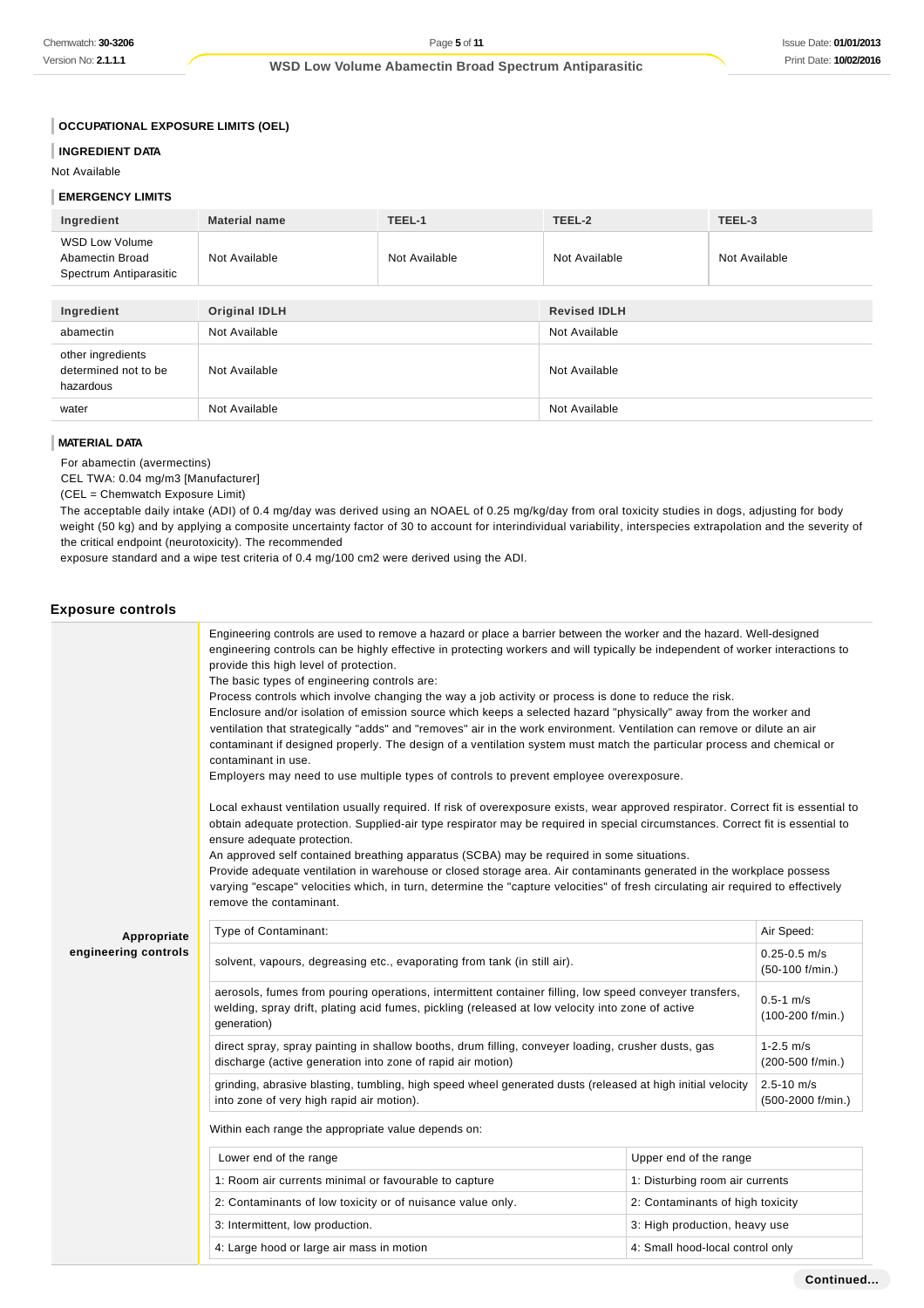### OCCUPATIONAL EXPOSURE LIMITS (OEL)

### INGREDIENT DATA

Not Available

### EMERGENCY LIMITS

| Ingredient | Material name | TEEL-1 | TEEL-2 | TEEL-3 |
|---|---|---|---|---|
| WSD Low Volume Abamectin Broad Spectrum Antiparasitic | Not Available | Not Available | Not Available | Not Available |

| Ingredient | Original IDLH | Revised IDLH |
|---|---|---|
| abamectin | Not Available | Not Available |
| other ingredients determined not to be hazardous | Not Available | Not Available |
| water | Not Available | Not Available |

### MATERIAL DATA

For abamectin (avermectins)
CEL TWA: 0.04 mg/m3 [Manufacturer]
(CEL = Chemwatch Exposure Limit)
The acceptable daily intake (ADI) of 0.4 mg/day was derived using an NOAEL of 0.25 mg/kg/day from oral toxicity studies in dogs, adjusting for body weight (50 kg) and by applying a composite uncertainty factor of 30 to account for interindividual variability, interspecies extrapolation and the severity of the critical endpoint (neurotoxicity). The recommended
exposure standard and a wipe test criteria of 0.4 mg/100 cm2 were derived using the ADI.

## Exposure controls

**Appropriate engineering controls**

Engineering controls are used to remove a hazard or place a barrier between the worker and the hazard. Well-designed engineering controls can be highly effective in protecting workers and will typically be independent of worker interactions to provide this high level of protection.
The basic types of engineering controls are:
Process controls which involve changing the way a job activity or process is done to reduce the risk.
Enclosure and/or isolation of emission source which keeps a selected hazard "physically" away from the worker and ventilation that strategically "adds" and "removes" air in the work environment. Ventilation can remove or dilute an air contaminant if designed properly. The design of a ventilation system must match the particular process and chemical or contaminant in use.
Employers may need to use multiple types of controls to prevent employee overexposure.

Local exhaust ventilation usually required. If risk of overexposure exists, wear approved respirator. Correct fit is essential to obtain adequate protection. Supplied-air type respirator may be required in special circumstances. Correct fit is essential to ensure adequate protection.
An approved self contained breathing apparatus (SCBA) may be required in some situations.
Provide adequate ventilation in warehouse or closed storage area. Air contaminants generated in the workplace possess varying "escape" velocities which, in turn, determine the "capture velocities" of fresh circulating air required to effectively remove the contaminant.

| Type of Contaminant: | Air Speed: |
|---|---|
| solvent, vapours, degreasing etc., evaporating from tank (in still air). | 0.25-0.5 m/s (50-100 f/min.) |
| aerosols, fumes from pouring operations, intermittent container filling, low speed conveyer transfers, welding, spray drift, plating acid fumes, pickling (released at low velocity into zone of active generation) | 0.5-1 m/s (100-200 f/min.) |
| direct spray, spray painting in shallow booths, drum filling, conveyer loading, crusher dusts, gas discharge (active generation into zone of rapid air motion) | 1-2.5 m/s (200-500 f/min.) |
| grinding, abrasive blasting, tumbling, high speed wheel generated dusts (released at high initial velocity into zone of very high rapid air motion). | 2.5-10 m/s (500-2000 f/min.) |

Within each range the appropriate value depends on:

| Lower end of the range | Upper end of the range |
|---|---|
| 1: Room air currents minimal or favourable to capture | 1: Disturbing room air currents |
| 2: Contaminants of low toxicity or of nuisance value only. | 2: Contaminants of high toxicity |
| 3: Intermittent, low production. | 3: High production, heavy use |
| 4: Large hood or large air mass in motion | 4: Small hood-local control only |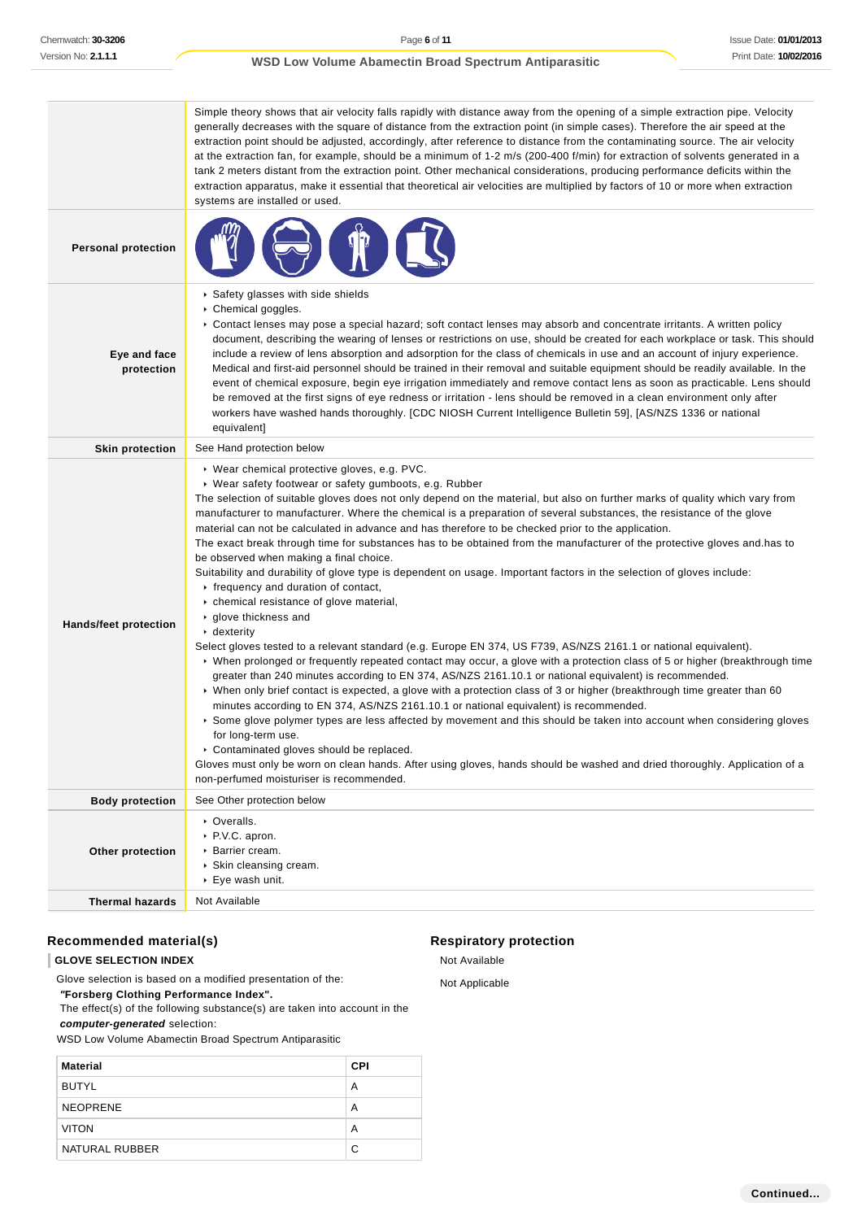| | |
|---|---|
| | Simple theory shows that air velocity falls rapidly with distance away from the opening of a simple extraction pipe. Velocity generally decreases with the square of distance from the extraction point (in simple cases). Therefore the air speed at the extraction point should be adjusted, accordingly, after reference to distance from the contaminating source. The air velocity at the extraction fan, for example, should be a minimum of 1-2 m/s (200-400 f/min) for extraction of solvents generated in a tank 2 meters distant from the extraction point. Other mechanical considerations, producing performance deficits within the extraction apparatus, make it essential that theoretical air velocities are multiplied by factors of 10 or more when extraction systems are installed or used. |
| **Personal protection** | |
| **Eye and face protection** | ▸ Safety glasses with side shields<br>▸ Chemical goggles.<br>▸ Contact lenses may pose a special hazard; soft contact lenses may absorb and concentrate irritants. A written policy document, describing the wearing of lenses or restrictions on use, should be created for each workplace or task. This should include a review of lens absorption and adsorption for the class of chemicals in use and an account of injury experience. Medical and first-aid personnel should be trained in their removal and suitable equipment should be readily available. In the event of chemical exposure, begin eye irrigation immediately and remove contact lens as soon as practicable. Lens should be removed at the first signs of eye redness or irritation - lens should be removed in a clean environment only after workers have washed hands thoroughly. [CDC NIOSH Current Intelligence Bulletin 59], [AS/NZS 1336 or national equivalent] |
| **Skin protection** | See Hand protection below |
| **Hands/feet protection** | ▸ Wear chemical protective gloves, e.g. PVC.<br>▸ Wear safety footwear or safety gumboots, e.g. Rubber<br>The selection of suitable gloves does not only depend on the material, but also on further marks of quality which vary from manufacturer to manufacturer. Where the chemical is a preparation of several substances, the resistance of the glove material can not be calculated in advance and has therefore to be checked prior to the application.<br>The exact break through time for substances has to be obtained from the manufacturer of the protective gloves and.has to be observed when making a final choice.<br>Suitability and durability of glove type is dependent on usage. Important factors in the selection of gloves include:<br>▸ frequency and duration of contact,<br>▸ chemical resistance of glove material,<br>▸ glove thickness and<br>▸ dexterity<br>Select gloves tested to a relevant standard (e.g. Europe EN 374, US F739, AS/NZS 2161.1 or national equivalent).<br>▸ When prolonged or frequently repeated contact may occur, a glove with a protection class of 5 or higher (breakthrough time greater than 240 minutes according to EN 374, AS/NZS 2161.10.1 or national equivalent) is recommended.<br>▸ When only brief contact is expected, a glove with a protection class of 3 or higher (breakthrough time greater than 60 minutes according to EN 374, AS/NZS 2161.10.1 or national equivalent) is recommended.<br>▸ Some glove polymer types are less affected by movement and this should be taken into account when considering gloves for long-term use.<br>▸ Contaminated gloves should be replaced.<br>Gloves must only be worn on clean hands. After using gloves, hands should be washed and dried thoroughly. Application of a non-perfumed moisturiser is recommended. |
| **Body protection** | See Other protection below |
| **Other protection** | ▸ Overalls.<br>▸ P.V.C. apron.<br>▸ Barrier cream.<br>▸ Skin cleansing cream.<br>▸ Eye wash unit. |
| **Thermal hazards** | Not Available |

## Recommended material(s)

**GLOVE SELECTION INDEX**

Glove selection is based on a modified presentation of the:
***"Forsberg Clothing Performance Index".***
The effect(s) of the following substance(s) are taken into account in the ***computer-generated*** selection:
WSD Low Volume Abamectin Broad Spectrum Antiparasitic

| Material | CPI |
|---|---|
| BUTYL | A |
| NEOPRENE | A |
| VITON | A |
| NATURAL RUBBER | C |

## Respiratory protection

Not Available

Not Applicable

**Continued...**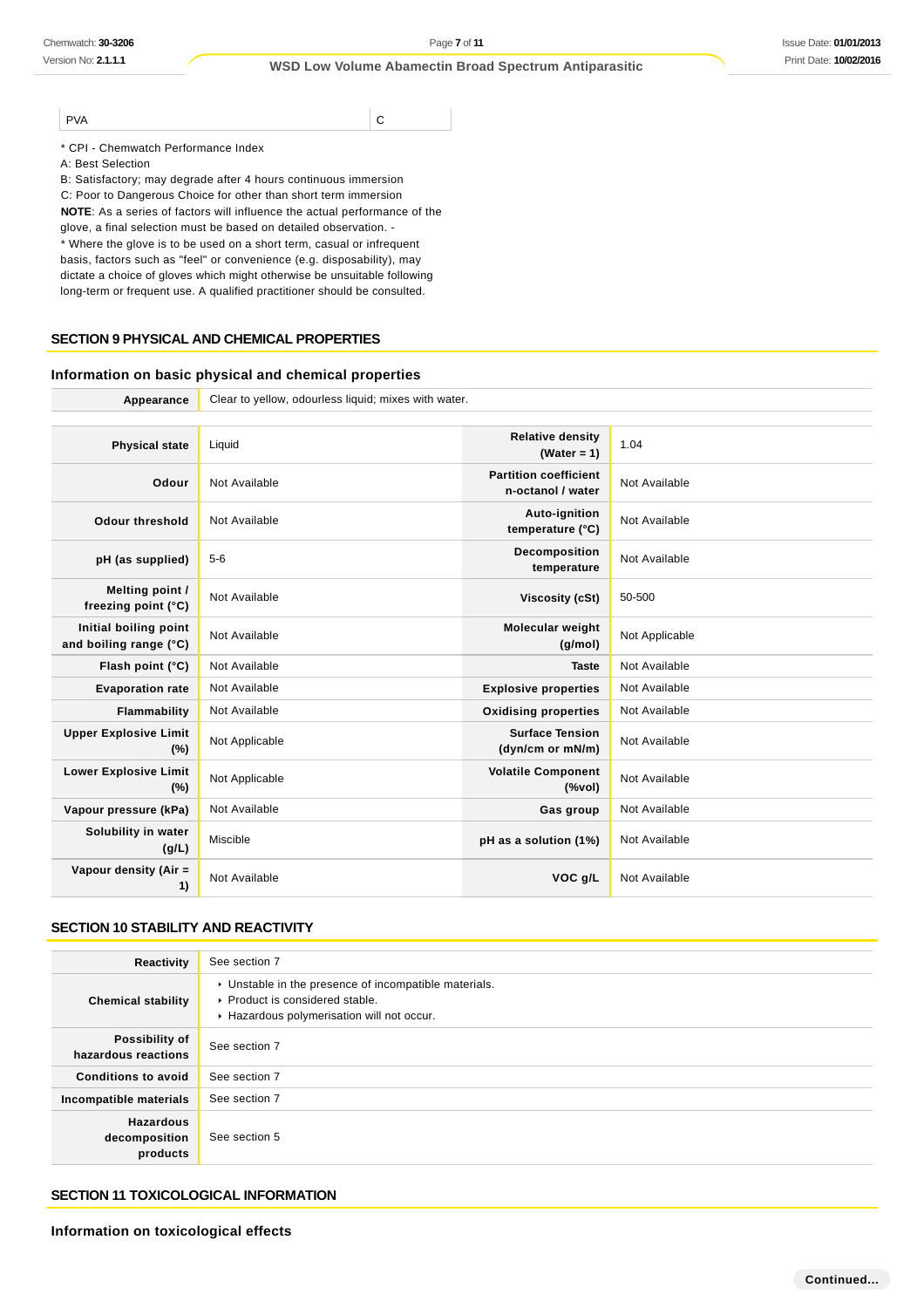| PVA | C |
|---|---|

\* CPI - Chemwatch Performance Index
A: Best Selection
B: Satisfactory; may degrade after 4 hours continuous immersion
C: Poor to Dangerous Choice for other than short term immersion
**NOTE**: As a series of factors will influence the actual performance of the glove, a final selection must be based on detailed observation. -
\* Where the glove is to be used on a short term, casual or infrequent basis, factors such as "feel" or convenience (e.g. disposability), may dictate a choice of gloves which might otherwise be unsuitable following long-term or frequent use. A qualified practitioner should be consulted.

## SECTION 9 PHYSICAL AND CHEMICAL PROPERTIES

### Information on basic physical and chemical properties

| | |
|---|---|
| **Appearance** | Clear to yellow, odourless liquid; mixes with water. |

| | | | |
|---|---|---|---|
| **Physical state** | Liquid | **Relative density (Water = 1)** | 1.04 |
| **Odour** | Not Available | **Partition coefficient n-octanol / water** | Not Available |
| **Odour threshold** | Not Available | **Auto-ignition temperature (°C)** | Not Available |
| **pH (as supplied)** | 5-6 | **Decomposition temperature** | Not Available |
| **Melting point / freezing point (°C)** | Not Available | **Viscosity (cSt)** | 50-500 |
| **Initial boiling point and boiling range (°C)** | Not Available | **Molecular weight (g/mol)** | Not Applicable |
| **Flash point (°C)** | Not Available | **Taste** | Not Available |
| **Evaporation rate** | Not Available | **Explosive properties** | Not Available |
| **Flammability** | Not Available | **Oxidising properties** | Not Available |
| **Upper Explosive Limit (%)** | Not Applicable | **Surface Tension (dyn/cm or mN/m)** | Not Available |
| **Lower Explosive Limit (%)** | Not Applicable | **Volatile Component (%vol)** | Not Available |
| **Vapour pressure (kPa)** | Not Available | **Gas group** | Not Available |
| **Solubility in water (g/L)** | Miscible | **pH as a solution (1%)** | Not Available |
| **Vapour density (Air = 1)** | Not Available | **VOC g/L** | Not Available |

## SECTION 10 STABILITY AND REACTIVITY

| | |
|---|---|
| **Reactivity** | See section 7 |
| **Chemical stability** | ▸ Unstable in the presence of incompatible materials.<br>▸ Product is considered stable.<br>▸ Hazardous polymerisation will not occur. |
| **Possibility of hazardous reactions** | See section 7 |
| **Conditions to avoid** | See section 7 |
| **Incompatible materials** | See section 7 |
| **Hazardous decomposition products** | See section 5 |

## SECTION 11 TOXICOLOGICAL INFORMATION

### Information on toxicological effects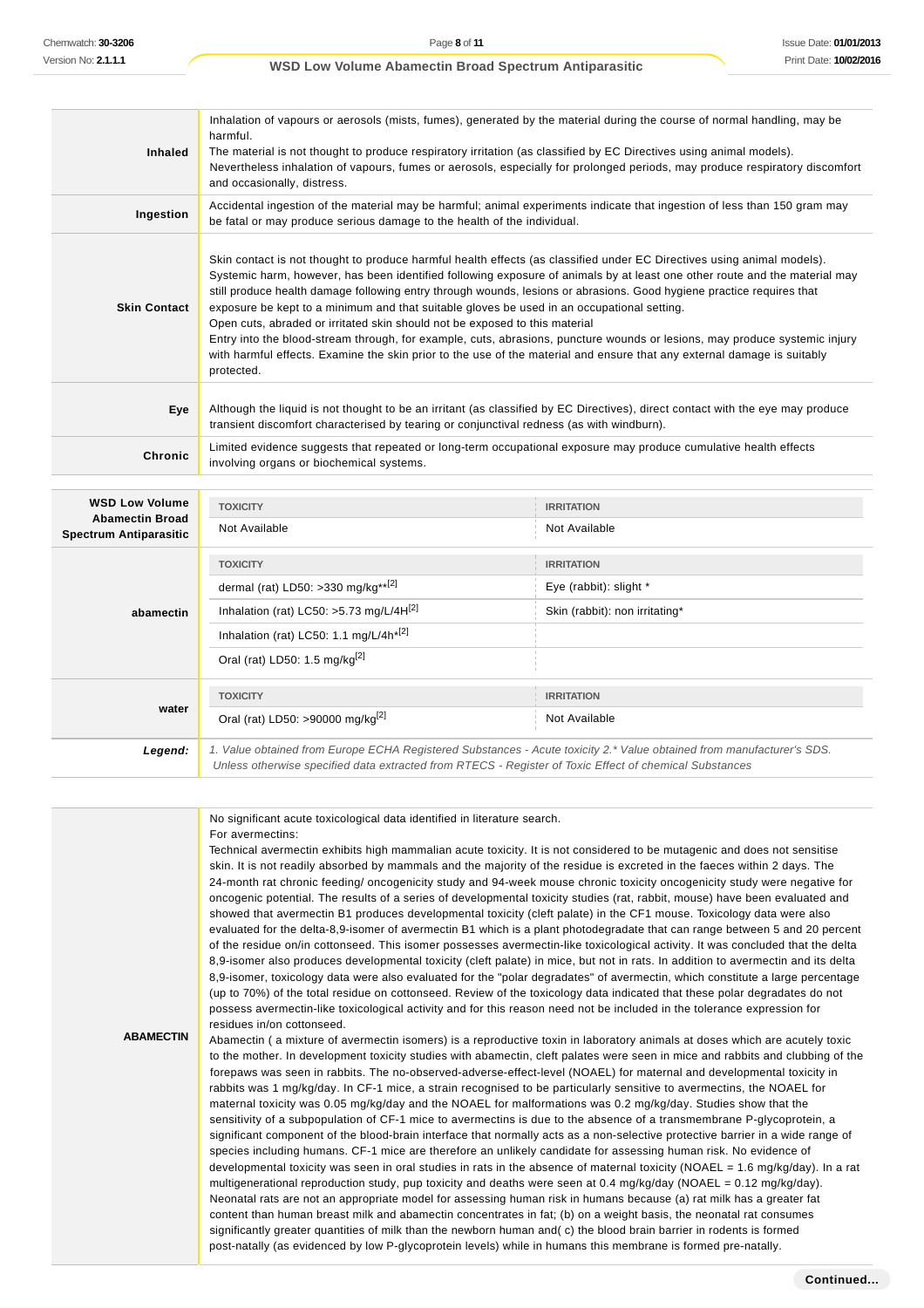| | |
|---|---|
| **Inhaled** | Inhalation of vapours or aerosols (mists, fumes), generated by the material during the course of normal handling, may be harmful.<br>The material is not thought to produce respiratory irritation (as classified by EC Directives using animal models). Nevertheless inhalation of vapours, fumes or aerosols, especially for prolonged periods, may produce respiratory discomfort and occasionally, distress. |
| **Ingestion** | Accidental ingestion of the material may be harmful; animal experiments indicate that ingestion of less than 150 gram may be fatal or may produce serious damage to the health of the individual. |
| **Skin Contact** | Skin contact is not thought to produce harmful health effects (as classified under EC Directives using animal models). Systemic harm, however, has been identified following exposure of animals by at least one other route and the material may still produce health damage following entry through wounds, lesions or abrasions. Good hygiene practice requires that exposure be kept to a minimum and that suitable gloves be used in an occupational setting.<br>Open cuts, abraded or irritated skin should not be exposed to this material<br>Entry into the blood-stream through, for example, cuts, abrasions, puncture wounds or lesions, may produce systemic injury with harmful effects. Examine the skin prior to the use of the material and ensure that any external damage is suitably protected. |
| **Eye** | Although the liquid is not thought to be an irritant (as classified by EC Directives), direct contact with the eye may produce transient discomfort characterised by tearing or conjunctival redness (as with windburn). |
| **Chronic** | Limited evidence suggests that repeated or long-term occupational exposure may produce cumulative health effects involving organs or biochemical systems. |

| | TOXICITY | IRRITATION |
|---|---|---|
| **WSD Low Volume Abamectin Broad Spectrum Antiparasitic** | Not Available | Not Available |
| **abamectin** | dermal (rat) LD50: >330 mg/kg**[2] | Eye (rabbit): slight * |
| | Inhalation (rat) LC50: >5.73 mg/L/4H[2] | Skin (rabbit): non irritating* |
| | Inhalation (rat) LC50: 1.1 mg/L/4h*[2] | |
| | Oral (rat) LD50: 1.5 mg/kg[2] | |
| **water** | Oral (rat) LD50: >90000 mg/kg[2] | Not Available |
| ***Legend:*** | *1. Value obtained from Europe ECHA Registered Substances - Acute toxicity 2.* Value obtained from manufacturer's SDS. Unless otherwise specified data extracted from RTECS - Register of Toxic Effect of chemical Substances* | |

| | |
|---|---|
| **ABAMECTIN** | No significant acute toxicological data identified in literature search.<br>For avermectins:<br>Technical avermectin exhibits high mammalian acute toxicity. It is not considered to be mutagenic and does not sensitise skin. It is not readily absorbed by mammals and the majority of the residue is excreted in the faeces within 2 days. The 24-month rat chronic feeding/ oncogenicity study and 94-week mouse chronic toxicity oncogenicity study were negative for oncogenic potential. The results of a series of developmental toxicity studies (rat, rabbit, mouse) have been evaluated and showed that avermectin B1 produces developmental toxicity (cleft palate) in the CF1 mouse. Toxicology data were also evaluated for the delta-8,9-isomer of avermectin B1 which is a plant photodegradate that can range between 5 and 20 percent of the residue on/in cottonseed. This isomer possesses avermectin-like toxicological activity. It was concluded that the delta 8,9-isomer also produces developmental toxicity (cleft palate) in mice, but not in rats. In addition to avermectin and its delta 8,9-isomer, toxicology data were also evaluated for the "polar degradates" of avermectin, which constitute a large percentage (up to 70%) of the total residue on cottonseed. Review of the toxicology data indicated that these polar degradates do not possess avermectin-like toxicological activity and for this reason need not be included in the tolerance expression for residues in/on cottonseed.<br>Abamectin ( a mixture of avermectin isomers) is a reproductive toxin in laboratory animals at doses which are acutely toxic to the mother. In development toxicity studies with abamectin, cleft palates were seen in mice and rabbits and clubbing of the forepaws was seen in rabbits. The no-observed-adverse-effect-level (NOAEL) for maternal and developmental toxicity in rabbits was 1 mg/kg/day. In CF-1 mice, a strain recognised to be particularly sensitive to avermectins, the NOAEL for maternal toxicity was 0.05 mg/kg/day and the NOAEL for malformations was 0.2 mg/kg/day. Studies show that the sensitivity of a subpopulation of CF-1 mice to avermectins is due to the absence of a transmembrane P-glycoprotein, a significant component of the blood-brain interface that normally acts as a non-selective protective barrier in a wide range of species including humans. CF-1 mice are therefore an unlikely candidate for assessing human risk. No evidence of developmental toxicity was seen in oral studies in rats in the absence of maternal toxicity (NOAEL = 1.6 mg/kg/day). In a rat multigenerational reproduction study, pup toxicity and deaths were seen at 0.4 mg/kg/day (NOAEL = 0.12 mg/kg/day). Neonatal rats are not an appropriate model for assessing human risk in humans because (a) rat milk has a greater fat content than human breast milk and abamectin concentrates in fat; (b) on a weight basis, the neonatal rat consumes significantly greater quantities of milk than the newborn human and( c) the blood brain barrier in rodents is formed post-natally (as evidenced by low P-glycoprotein levels) while in humans this membrane is formed pre-natally. |

**Continued...**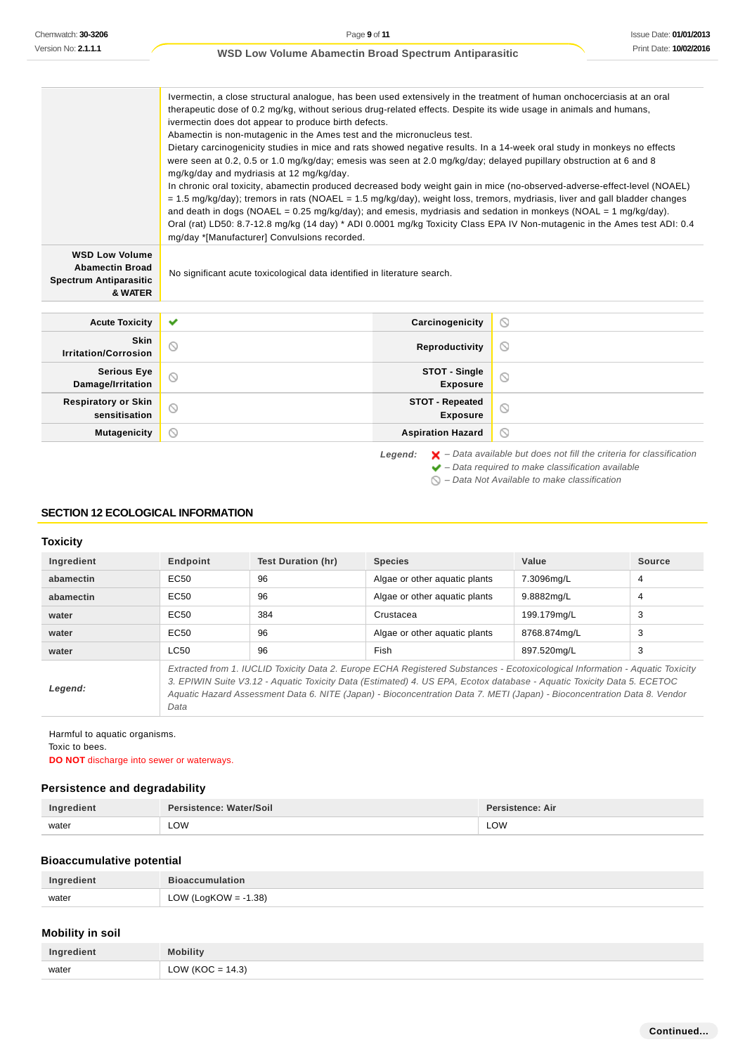| | |
|---|---|
| | Ivermectin, a close structural analogue, has been used extensively in the treatment of human onchocerciasis at an oral therapeutic dose of 0.2 mg/kg, without serious drug-related effects. Despite its wide usage in animals and humans, ivermectin does dot appear to produce birth defects.<br>Abamectin is non-mutagenic in the Ames test and the micronucleus test.<br>Dietary carcinogenicity studies in mice and rats showed negative results. In a 14-week oral study in monkeys no effects were seen at 0.2, 0.5 or 1.0 mg/kg/day; emesis was seen at 2.0 mg/kg/day; delayed pupillary obstruction at 6 and 8 mg/kg/day and mydriasis at 12 mg/kg/day.<br>In chronic oral toxicity, abamectin produced decreased body weight gain in mice (no-observed-adverse-effect-level (NOAEL) = 1.5 mg/kg/day); tremors in rats (NOAEL = 1.5 mg/kg/day), weight loss, tremors, mydriasis, liver and gall bladder changes and death in dogs (NOAEL = 0.25 mg/kg/day); and emesis, mydriasis and sedation in monkeys (NOAL = 1 mg/kg/day).<br>Oral (rat) LD50: 8.7-12.8 mg/kg (14 day) * ADI 0.0001 mg/kg Toxicity Class EPA IV Non-mutagenic in the Ames test ADI: 0.4 mg/day *[Manufacturer] Convulsions recorded. |
| **WSD Low Volume Abamectin Broad Spectrum Antiparasitic & WATER** | No significant acute toxicological data identified in literature search. |

| | | | |
|---|---|---|---|
| **Acute Toxicity** | ✔ | **Carcinogenicity** | ⦸ |
| **Skin Irritation/Corrosion** | ⦸ | **Reproductivity** | ⦸ |
| **Serious Eye Damage/Irritation** | ⦸ | **STOT - Single Exposure** | ⦸ |
| **Respiratory or Skin sensitisation** | ⦸ | **STOT - Repeated Exposure** | ⦸ |
| **Mutagenicity** | ⦸ | **Aspiration Hazard** | ⦸ |

*Legend:*
- ✘ *– Data available but does not fill the criteria for classification*
- ✔ *– Data required to make classification available*
- ⦸ *– Data Not Available to make classification*

## SECTION 12 ECOLOGICAL INFORMATION

### Toxicity

| Ingredient | Endpoint | Test Duration (hr) | Species | Value | Source |
|---|---|---|---|---|---|
| **abamectin** | EC50 | 96 | Algae or other aquatic plants | 7.3096mg/L | 4 |
| **abamectin** | EC50 | 96 | Algae or other aquatic plants | 9.8882mg/L | 4 |
| **water** | EC50 | 384 | Crustacea | 199.179mg/L | 3 |
| **water** | EC50 | 96 | Algae or other aquatic plants | 8768.874mg/L | 3 |
| **water** | LC50 | 96 | Fish | 897.520mg/L | 3 |
| ***Legend:*** | *Extracted from 1. IUCLID Toxicity Data 2. Europe ECHA Registered Substances - Ecotoxicological Information - Aquatic Toxicity 3. EPIWIN Suite V3.12 - Aquatic Toxicity Data (Estimated) 4. US EPA, Ecotox database - Aquatic Toxicity Data 5. ECETOC Aquatic Hazard Assessment Data 6. NITE (Japan) - Bioconcentration Data 7. METI (Japan) - Bioconcentration Data 8. Vendor Data* | | | | |

Harmful to aquatic organisms.
Toxic to bees.
**DO NOT** discharge into sewer or waterways.

### Persistence and degradability

| Ingredient | Persistence: Water/Soil | Persistence: Air |
|---|---|---|
| water | LOW | LOW |

### Bioaccumulative potential

| Ingredient | Bioaccumulation |
|---|---|
| water | LOW (LogKOW = -1.38) |

### Mobility in soil

| Ingredient | Mobility |
|---|---|
| water | LOW (KOC = 14.3) |

**Continued...**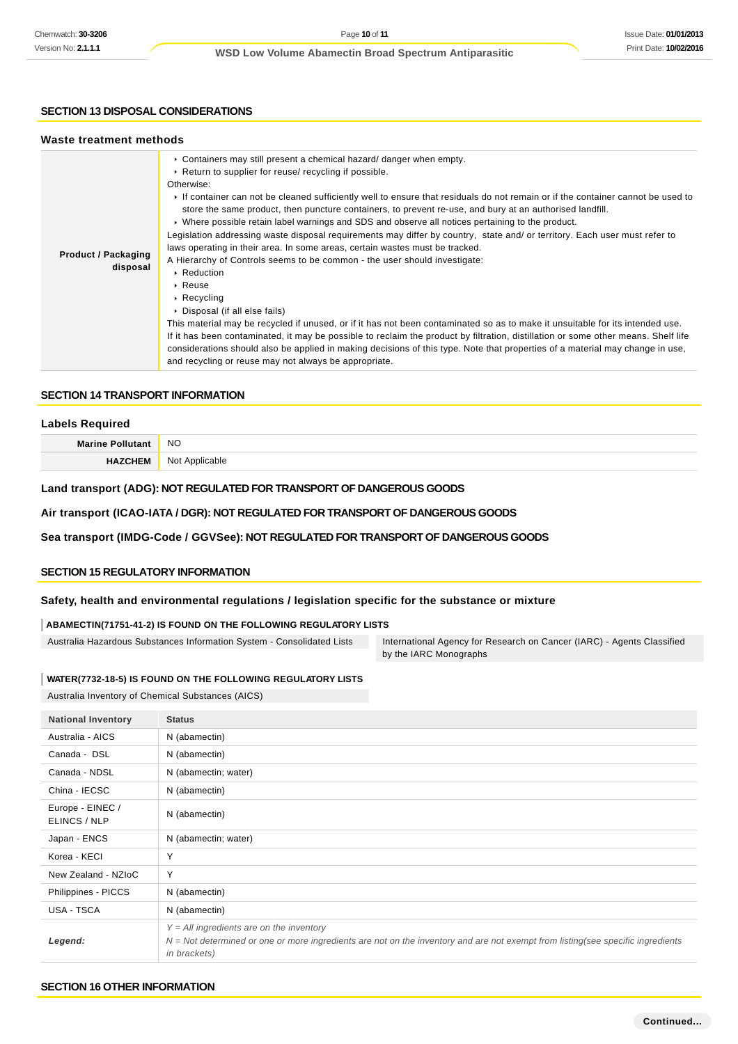## SECTION 13 DISPOSAL CONSIDERATIONS

### Waste treatment methods

| | |
|---|---|
| **Product / Packaging disposal** | ▸ Containers may still present a chemical hazard/ danger when empty.<br>▸ Return to supplier for reuse/ recycling if possible.<br>Otherwise:<br>▸ If container can not be cleaned sufficiently well to ensure that residuals do not remain or if the container cannot be used to store the same product, then puncture containers, to prevent re-use, and bury at an authorised landfill.<br>▸ Where possible retain label warnings and SDS and observe all notices pertaining to the product.<br>Legislation addressing waste disposal requirements may differ by country, state and/ or territory. Each user must refer to laws operating in their area. In some areas, certain wastes must be tracked.<br>A Hierarchy of Controls seems to be common - the user should investigate:<br>▸ Reduction<br>▸ Reuse<br>▸ Recycling<br>▸ Disposal (if all else fails)<br>This material may be recycled if unused, or if it has not been contaminated so as to make it unsuitable for its intended use. If it has been contaminated, it may be possible to reclaim the product by filtration, distillation or some other means. Shelf life considerations should also be applied in making decisions of this type. Note that properties of a material may change in use, and recycling or reuse may not always be appropriate. |

## SECTION 14 TRANSPORT INFORMATION

### Labels Required

| | |
|---|---|
| **Marine Pollutant** | NO |
| **HAZCHEM** | Not Applicable |

### Land transport (ADG): NOT REGULATED FOR TRANSPORT OF DANGEROUS GOODS

### Air transport (ICAO-IATA / DGR): NOT REGULATED FOR TRANSPORT OF DANGEROUS GOODS

### Sea transport (IMDG-Code / GGVSee): NOT REGULATED FOR TRANSPORT OF DANGEROUS GOODS

## SECTION 15 REGULATORY INFORMATION

### Safety, health and environmental regulations / legislation specific for the substance or mixture

**ABAMECTIN(71751-41-2) IS FOUND ON THE FOLLOWING REGULATORY LISTS**

| | |
|---|---|
| Australia Hazardous Substances Information System - Consolidated Lists | International Agency for Research on Cancer (IARC) - Agents Classified by the IARC Monographs |

**WATER(7732-18-5) IS FOUND ON THE FOLLOWING REGULATORY LISTS**

Australia Inventory of Chemical Substances (AICS)

| National Inventory | Status |
|---|---|
| Australia - AICS | N (abamectin) |
| Canada - DSL | N (abamectin) |
| Canada - NDSL | N (abamectin; water) |
| China - IECSC | N (abamectin) |
| Europe - EINEC / ELINCS / NLP | N (abamectin) |
| Japan - ENCS | N (abamectin; water) |
| Korea - KECI | Y |
| New Zealand - NZIoC | Y |
| Philippines - PICCS | N (abamectin) |
| USA - TSCA | N (abamectin) |
| ***Legend:*** | *Y = All ingredients are on the inventory*<br>*N = Not determined or one or more ingredients are not on the inventory and are not exempt from listing(see specific ingredients in brackets)* |

## SECTION 16 OTHER INFORMATION

Continued...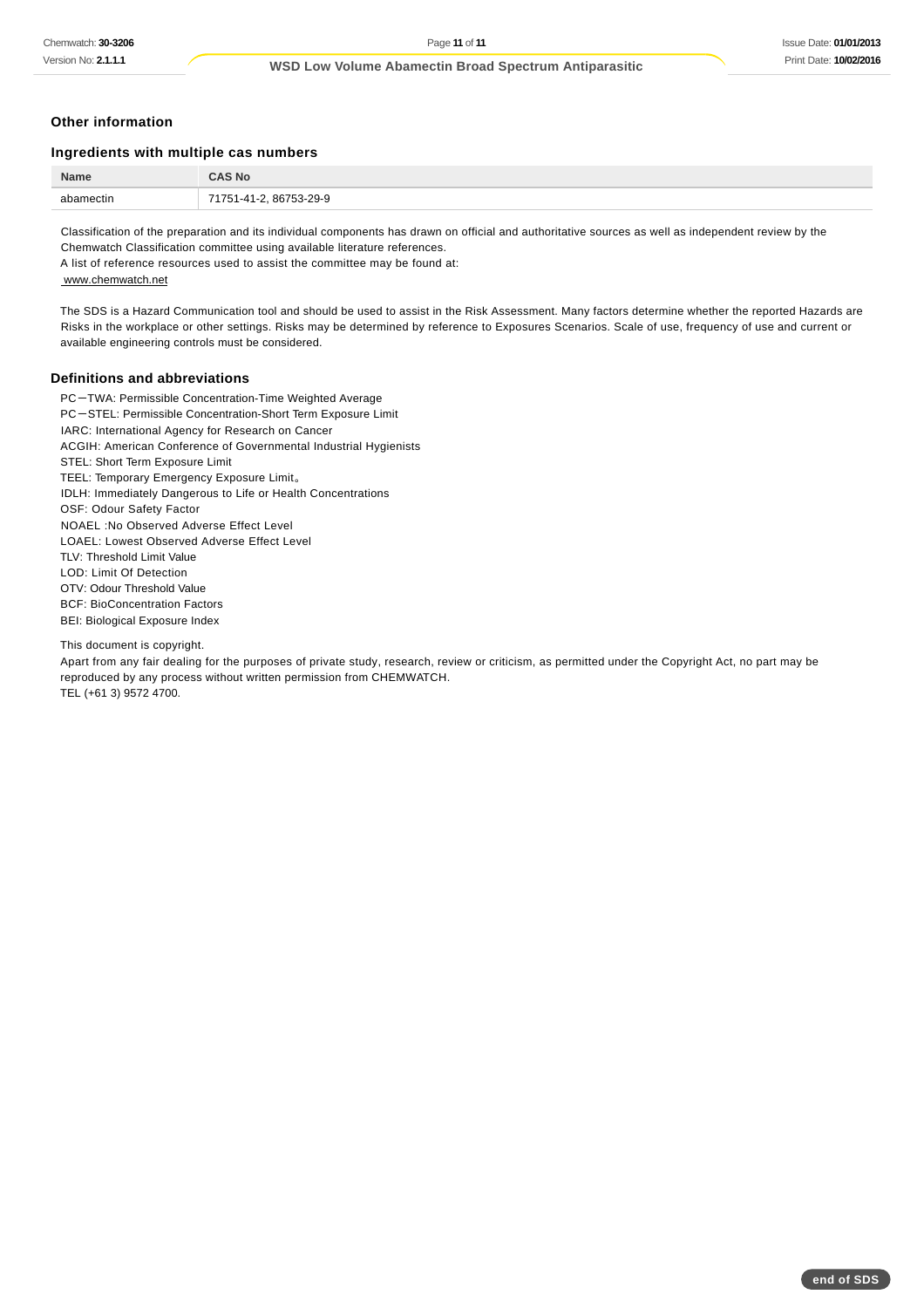## Other information

### Ingredients with multiple cas numbers

| Name | CAS No |
| --- | --- |
| abamectin | 71751-41-2, 86753-29-9 |

Classification of the preparation and its individual components has drawn on official and authoritative sources as well as independent review by the Chemwatch Classification committee using available literature references.
A list of reference resources used to assist the committee may be found at:
www.chemwatch.net

The SDS is a Hazard Communication tool and should be used to assist in the Risk Assessment. Many factors determine whether the reported Hazards are Risks in the workplace or other settings. Risks may be determined by reference to Exposures Scenarios. Scale of use, frequency of use and current or available engineering controls must be considered.

### Definitions and abbreviations

PC－TWA: Permissible Concentration-Time Weighted Average
PC－STEL: Permissible Concentration-Short Term Exposure Limit
IARC: International Agency for Research on Cancer
ACGIH: American Conference of Governmental Industrial Hygienists
STEL: Short Term Exposure Limit
TEEL: Temporary Emergency Exposure Limit。
IDLH: Immediately Dangerous to Life or Health Concentrations
OSF: Odour Safety Factor
NOAEL :No Observed Adverse Effect Level
LOAEL: Lowest Observed Adverse Effect Level
TLV: Threshold Limit Value
LOD: Limit Of Detection
OTV: Odour Threshold Value
BCF: BioConcentration Factors
BEI: Biological Exposure Index

This document is copyright.
Apart from any fair dealing for the purposes of private study, research, review or criticism, as permitted under the Copyright Act, no part may be reproduced by any process without written permission from CHEMWATCH.
TEL (+61 3) 9572 4700.

end of SDS